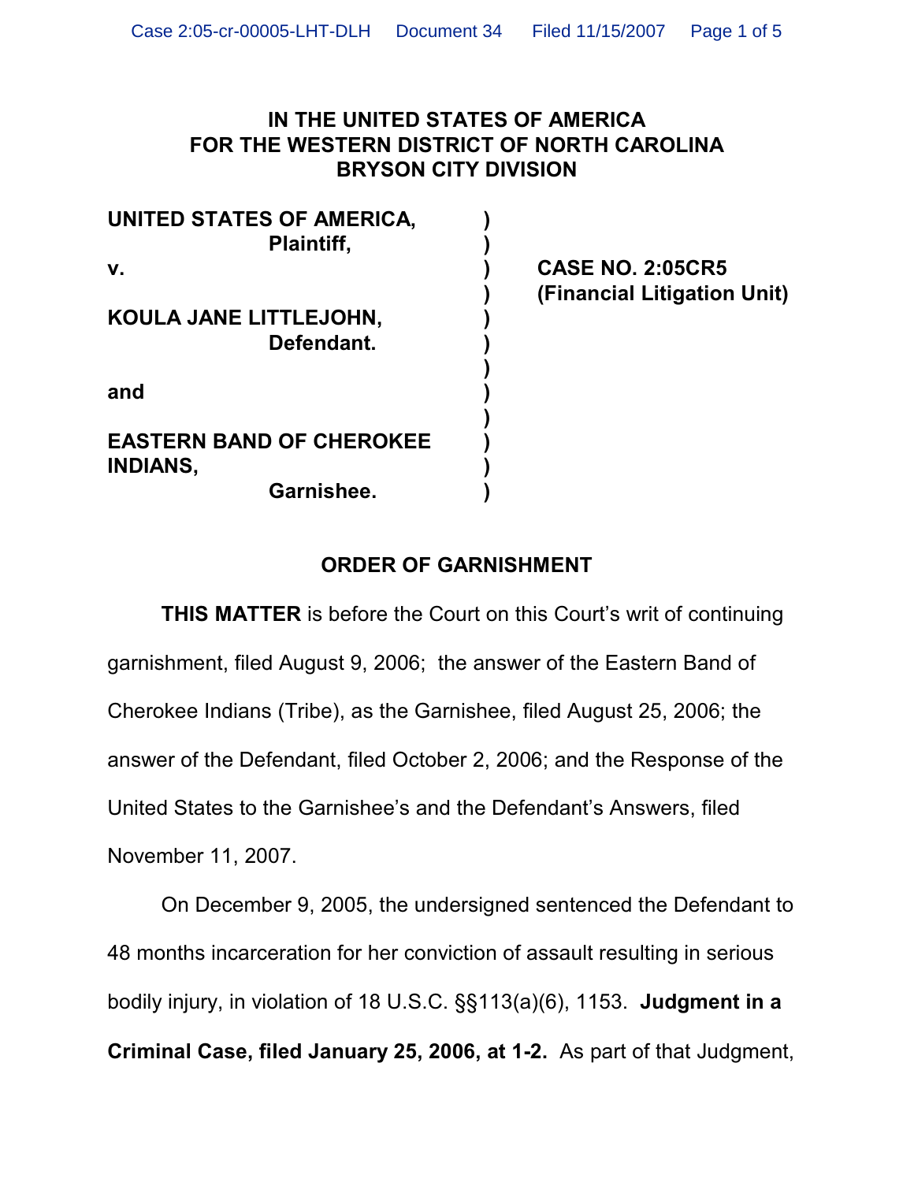**IN THE UNITED STATES OF AMERICA**
**FOR THE WESTERN DISTRICT OF NORTH CAROLINA**
**BRYSON CITY DIVISION**

| | | |
|---|---|---|
| **UNITED STATES OF AMERICA,** **Plaintiff,** | ) | |
| **v.** | ) | **CASE NO. 2:05CR5** **(Financial Litigation Unit)** |
| **KOULA JANE LITTLEJOHN,** **Defendant.** | ) | |
| **and** | ) | |
| **EASTERN BAND OF CHEROKEE INDIANS,** **Garnishee.** | ) | |

## ORDER OF GARNISHMENT

**THIS MATTER** is before the Court on this Court's writ of continuing garnishment, filed August 9, 2006; the answer of the Eastern Band of Cherokee Indians (Tribe), as the Garnishee, filed August 25, 2006; the answer of the Defendant, filed October 2, 2006; and the Response of the United States to the Garnishee's and the Defendant's Answers, filed November 11, 2007.

On December 9, 2005, the undersigned sentenced the Defendant to 48 months incarceration for her conviction of assault resulting in serious bodily injury, in violation of 18 U.S.C. §§113(a)(6), 1153. **Judgment in a Criminal Case, filed January 25, 2006, at 1-2.** As part of that Judgment,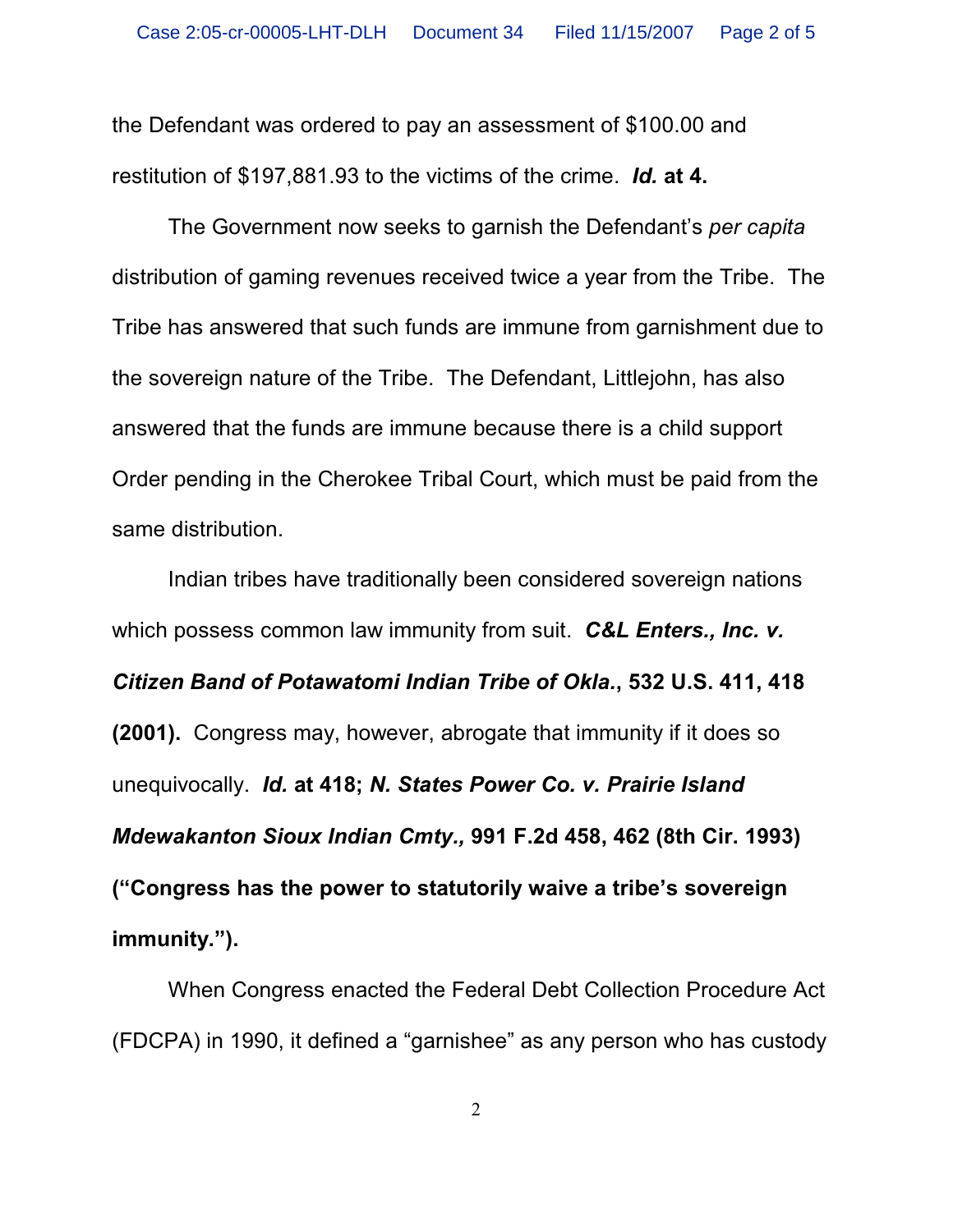the Defendant was ordered to pay an assessment of $100.00 and restitution of $197,881.93 to the victims of the crime. ***Id.* at 4.**

The Government now seeks to garnish the Defendant's *per capita* distribution of gaming revenues received twice a year from the Tribe. The Tribe has answered that such funds are immune from garnishment due to the sovereign nature of the Tribe. The Defendant, Littlejohn, has also answered that the funds are immune because there is a child support Order pending in the Cherokee Tribal Court, which must be paid from the same distribution.

Indian tribes have traditionally been considered sovereign nations which possess common law immunity from suit. ***C&L Enters., Inc. v. Citizen Band of Potawatomi Indian Tribe of Okla.*, 532 U.S. 411, 418 (2001).** Congress may, however, abrogate that immunity if it does so unequivocally. ***Id.* at 418; *N. States Power Co. v. Prairie Island Mdewakanton Sioux Indian Cmty.,* 991 F.2d 458, 462 (8th Cir. 1993) ("Congress has the power to statutorily waive a tribe's sovereign immunity.").**

When Congress enacted the Federal Debt Collection Procedure Act (FDCPA) in 1990, it defined a "garnishee" as any person who has custody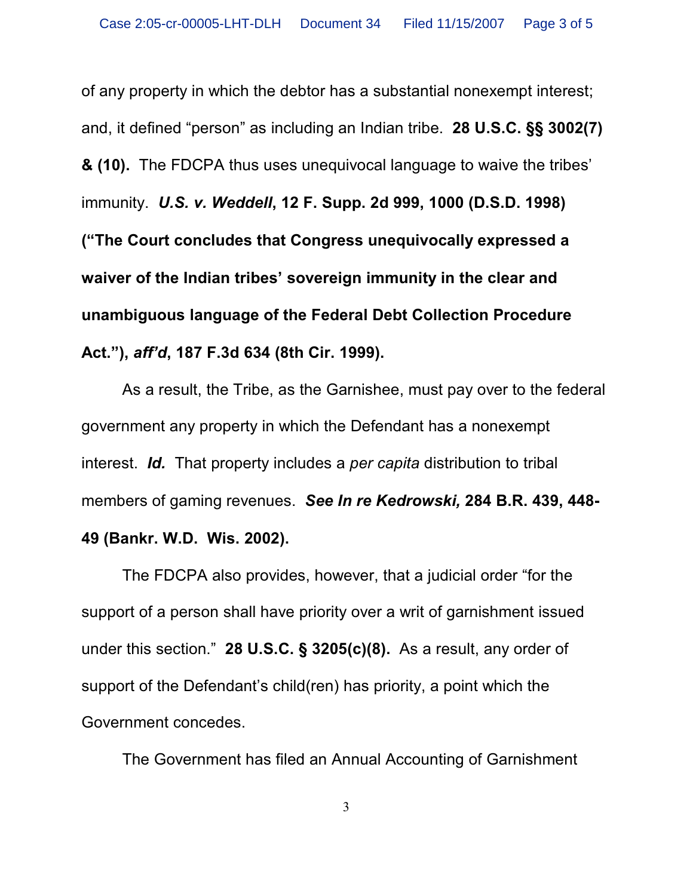of any property in which the debtor has a substantial nonexempt interest; and, it defined "person" as including an Indian tribe. **28 U.S.C. §§ 3002(7) & (10).** The FDCPA thus uses unequivocal language to waive the tribes' immunity. ***U.S. v. Weddell*, 12 F. Supp. 2d 999, 1000 (D.S.D. 1998) ("The Court concludes that Congress unequivocally expressed a waiver of the Indian tribes' sovereign immunity in the clear and unambiguous language of the Federal Debt Collection Procedure Act."), *aff'd*, 187 F.3d 634 (8th Cir. 1999).**

As a result, the Tribe, as the Garnishee, must pay over to the federal government any property in which the Defendant has a nonexempt interest. ***Id.*** That property includes a *per capita* distribution to tribal members of gaming revenues. ***See In re Kedrowski,* 284 B.R. 439, 448-49 (Bankr. W.D. Wis. 2002).**

The FDCPA also provides, however, that a judicial order "for the support of a person shall have priority over a writ of garnishment issued under this section." **28 U.S.C. § 3205(c)(8).** As a result, any order of support of the Defendant's child(ren) has priority, a point which the Government concedes.

The Government has filed an Annual Accounting of Garnishment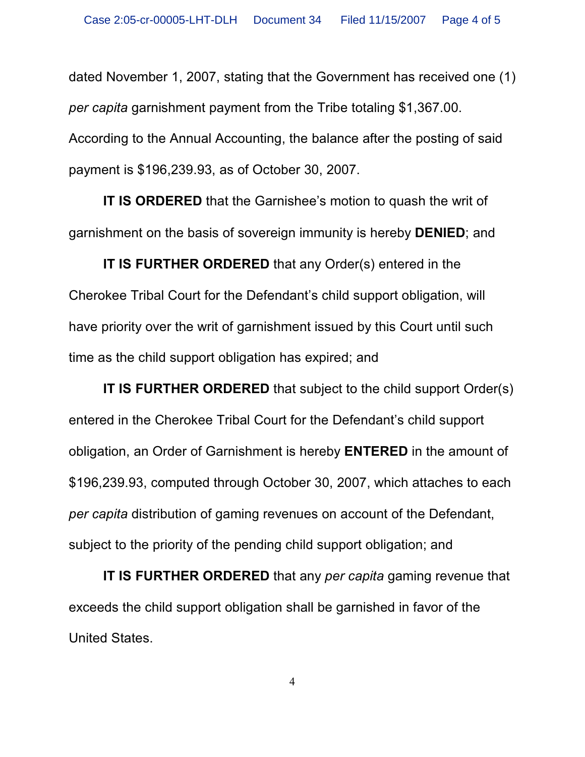dated November 1, 2007, stating that the Government has received one (1) *per capita* garnishment payment from the Tribe totaling $1,367.00. According to the Annual Accounting, the balance after the posting of said payment is $196,239.93, as of October 30, 2007.

**IT IS ORDERED** that the Garnishee's motion to quash the writ of garnishment on the basis of sovereign immunity is hereby **DENIED**; and

**IT IS FURTHER ORDERED** that any Order(s) entered in the Cherokee Tribal Court for the Defendant's child support obligation, will have priority over the writ of garnishment issued by this Court until such time as the child support obligation has expired; and

**IT IS FURTHER ORDERED** that subject to the child support Order(s) entered in the Cherokee Tribal Court for the Defendant's child support obligation, an Order of Garnishment is hereby **ENTERED** in the amount of $196,239.93, computed through October 30, 2007, which attaches to each *per capita* distribution of gaming revenues on account of the Defendant, subject to the priority of the pending child support obligation; and

**IT IS FURTHER ORDERED** that any *per capita* gaming revenue that exceeds the child support obligation shall be garnished in favor of the United States.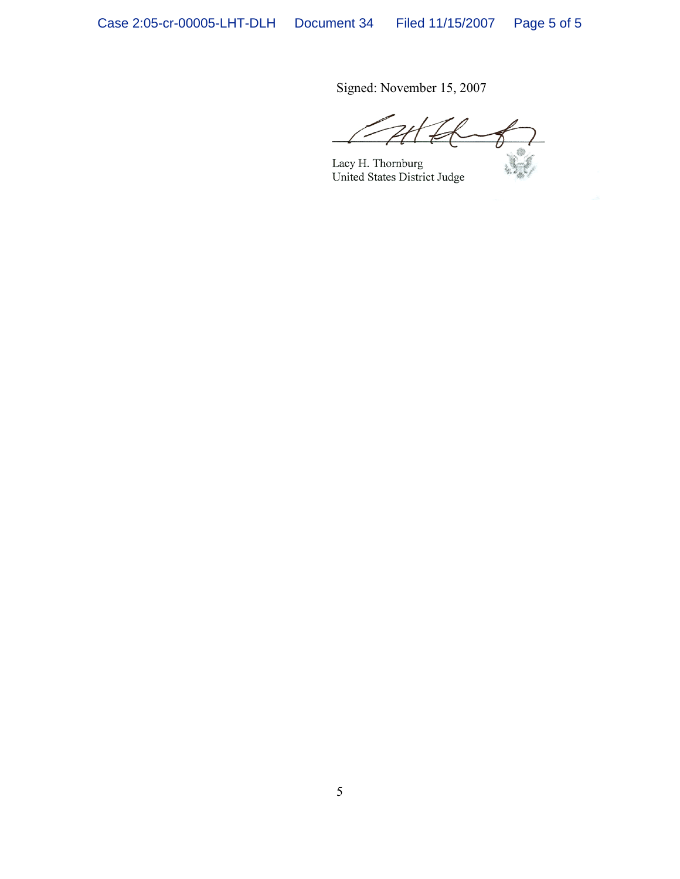Signed: November 15, 2007

Lacy H. Thornburg
United States District Judge